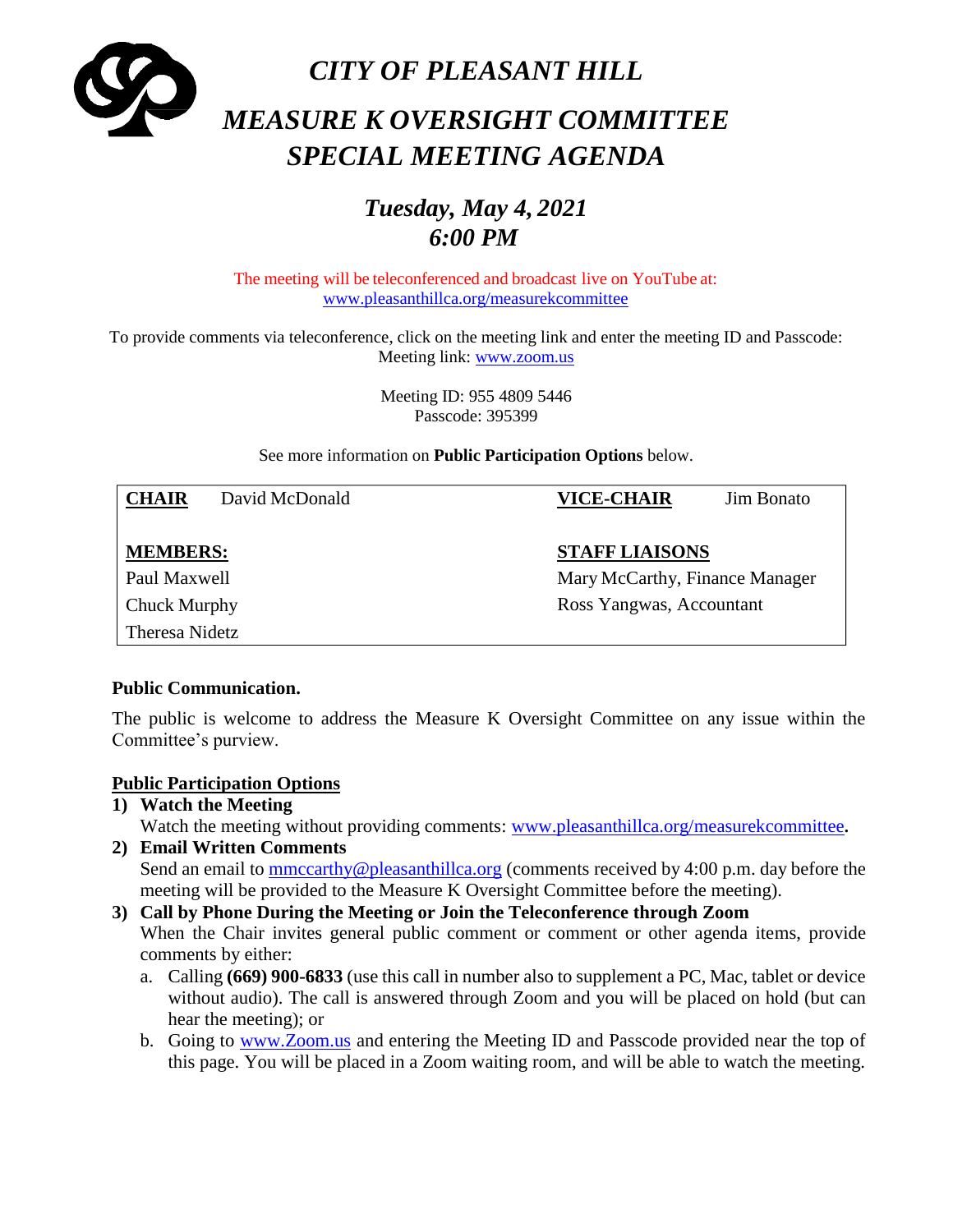# *CITY OF PLEASANT HILL*

# *MEASURE K OVERSIGHT COMMITTEE SPECIAL MEETING AGENDA*

## *Tuesday, May 4, 2021*
## *6:00 PM*

The meeting will be teleconferenced and broadcast live on YouTube at: www.pleasanthillca.org/measurekcommittee

To provide comments via teleconference, click on the meeting link and enter the meeting ID and Passcode:
Meeting link: www.zoom.us

Meeting ID: 955 4809 5446
Passcode: 395399

See more information on **Public Participation Options** below.

| | |
|---|---|
| **CHAIR** David McDonald | **VICE-CHAIR** Jim Bonato |
| **MEMBERS:** | **STAFF LIAISONS** |
| Paul Maxwell | Mary McCarthy, Finance Manager |
| Chuck Murphy | Ross Yangwas, Accountant |
| Theresa Nidetz | |

**Public Communication.**

The public is welcome to address the Measure K Oversight Committee on any issue within the Committee's purview.

**Public Participation Options**

1) **Watch the Meeting**
   Watch the meeting without providing comments: www.pleasanthillca.org/measurekcommittee**.**
2) **Email Written Comments**
   Send an email to mmccarthy@pleasanthillca.org (comments received by 4:00 p.m. day before the meeting will be provided to the Measure K Oversight Committee before the meeting).
3) **Call by Phone During the Meeting or Join the Teleconference through Zoom**
   When the Chair invites general public comment or comment or other agenda items, provide comments by either:
   a. Calling **(669) 900-6833** (use this call in number also to supplement a PC, Mac, tablet or device without audio). The call is answered through Zoom and you will be placed on hold (but can hear the meeting); or
   b. Going to www.Zoom.us and entering the Meeting ID and Passcode provided near the top of this page. You will be placed in a Zoom waiting room, and will be able to watch the meeting.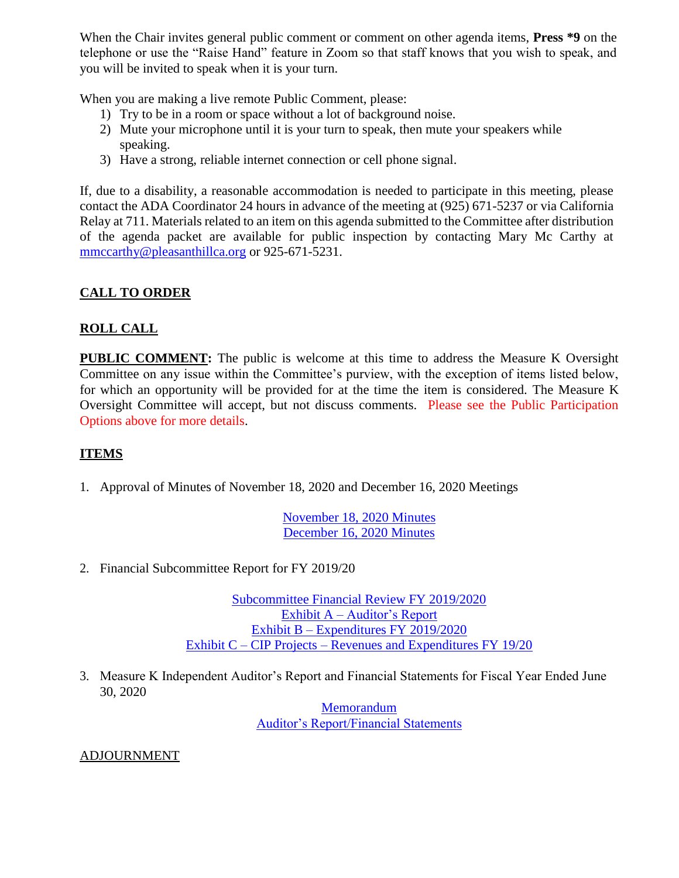When the Chair invites general public comment or comment on other agenda items, **Press *9** on the telephone or use the "Raise Hand" feature in Zoom so that staff knows that you wish to speak, and you will be invited to speak when it is your turn.

When you are making a live remote Public Comment, please:

1) Try to be in a room or space without a lot of background noise.
2) Mute your microphone until it is your turn to speak, then mute your speakers while speaking.
3) Have a strong, reliable internet connection or cell phone signal.

If, due to a disability, a reasonable accommodation is needed to participate in this meeting, please contact the ADA Coordinator 24 hours in advance of the meeting at (925) 671-5237 or via California Relay at 711. Materials related to an item on this agenda submitted to the Committee after distribution of the agenda packet are available for public inspection by contacting Mary Mc Carthy at mmccarthy@pleasanthillca.org or 925-671-5231.

**CALL TO ORDER**

**ROLL CALL**

**PUBLIC COMMENT:** The public is welcome at this time to address the Measure K Oversight Committee on any issue within the Committee's purview, with the exception of items listed below, for which an opportunity will be provided for at the time the item is considered. The Measure K Oversight Committee will accept, but not discuss comments. Please see the Public Participation Options above for more details.

**ITEMS**

1. Approval of Minutes of November 18, 2020 and December 16, 2020 Meetings

   November 18, 2020 Minutes
   December 16, 2020 Minutes

2. Financial Subcommittee Report for FY 2019/20

   Subcommittee Financial Review FY 2019/2020
   Exhibit A – Auditor's Report
   Exhibit B – Expenditures FY 2019/2020
   Exhibit C – CIP Projects – Revenues and Expenditures FY 19/20

3. Measure K Independent Auditor's Report and Financial Statements for Fiscal Year Ended June 30, 2020

   Memorandum
   Auditor's Report/Financial Statements

ADJOURNMENT